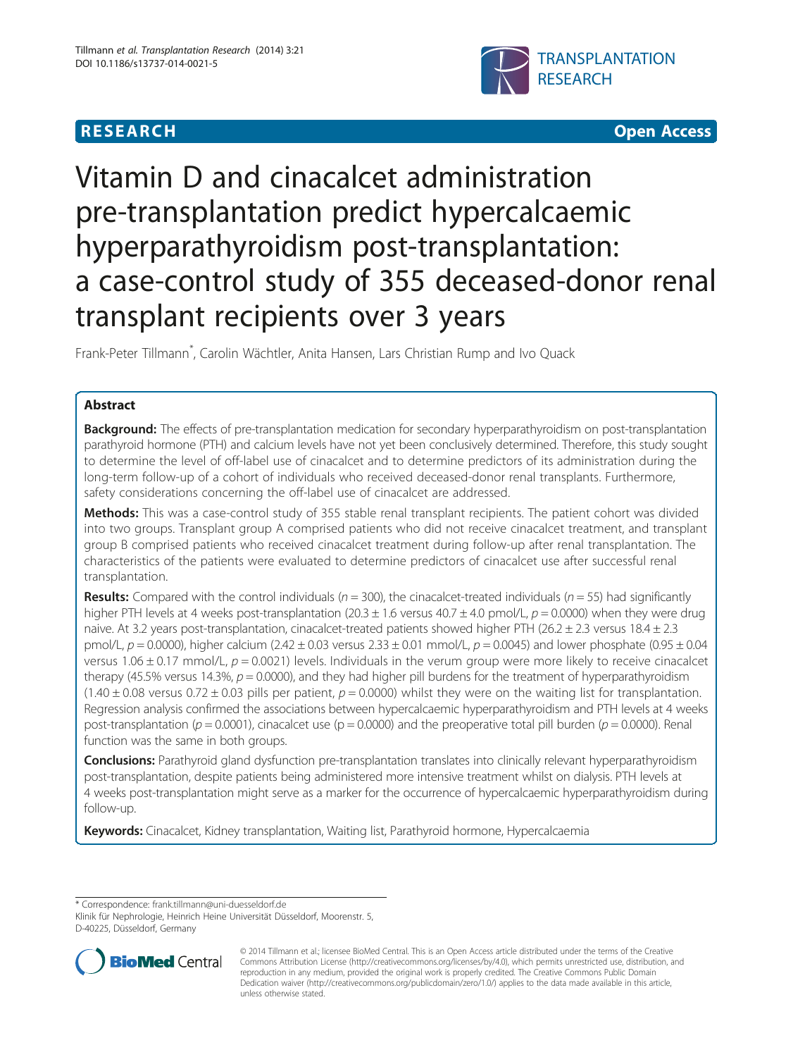RESEARCH Open Access

# Vitamin D and cinacalcet administration pre-transplantation predict hypercalcaemic hyperparathyroidism post-transplantation: a case-control study of 355 deceased-donor renal transplant recipients over 3 years

Frank-Peter Tillmann*, Carolin Wächtler, Anita Hansen, Lars Christian Rump and Ivo Quack

## Abstract

**Background:** The effects of pre-transplantation medication for secondary hyperparathyroidism on post-transplantation parathyroid hormone (PTH) and calcium levels have not yet been conclusively determined. Therefore, this study sought to determine the level of off-label use of cinacalcet and to determine predictors of its administration during the long-term follow-up of a cohort of individuals who received deceased-donor renal transplants. Furthermore, safety considerations concerning the off-label use of cinacalcet are addressed.

**Methods:** This was a case-control study of 355 stable renal transplant recipients. The patient cohort was divided into two groups. Transplant group A comprised patients who did not receive cinacalcet treatment, and transplant group B comprised patients who received cinacalcet treatment during follow-up after renal transplantation. The characteristics of the patients were evaluated to determine predictors of cinacalcet use after successful renal transplantation.

**Results:** Compared with the control individuals ($n = 300$), the cinacalcet-treated individuals ($n = 55$) had significantly higher PTH levels at 4 weeks post-transplantation (20.3 ± 1.6 versus 40.7 ± 4.0 pmol/L, $p = 0.0000$) when they were drug naive. At 3.2 years post-transplantation, cinacalcet-treated patients showed higher PTH (26.2 ± 2.3 versus 18.4 ± 2.3 pmol/L, $p = 0.0000$), higher calcium (2.42 ± 0.03 versus 2.33 ± 0.01 mmol/L, $p = 0.0045$) and lower phosphate (0.95 ± 0.04 versus 1.06 ± 0.17 mmol/L, $p = 0.0021$) levels. Individuals in the verum group were more likely to receive cinacalcet therapy (45.5% versus 14.3%, $p = 0.0000$), and they had higher pill burdens for the treatment of hyperparathyroidism (1.40 ± 0.08 versus 0.72 ± 0.03 pills per patient, $p = 0.0000$) whilst they were on the waiting list for transplantation. Regression analysis confirmed the associations between hypercalcaemic hyperparathyroidism and PTH levels at 4 weeks post-transplantation ($p = 0.0001$), cinacalcet use ($p = 0.0000$) and the preoperative total pill burden ($p = 0.0000$). Renal function was the same in both groups.

**Conclusions:** Parathyroid gland dysfunction pre-transplantation translates into clinically relevant hyperparathyroidism post-transplantation, despite patients being administered more intensive treatment whilst on dialysis. PTH levels at 4 weeks post-transplantation might serve as a marker for the occurrence of hypercalcaemic hyperparathyroidism during follow-up.

**Keywords:** Cinacalcet, Kidney transplantation, Waiting list, Parathyroid hormone, Hypercalcaemia

* Correspondence: frank.tillmann@uni-duesseldorf.de
Klinik für Nephrologie, Heinrich Heine Universität Düsseldorf, Moorenstr. 5, D-40225, Düsseldorf, Germany

© 2014 Tillmann et al.; licensee BioMed Central. This is an Open Access article distributed under the terms of the Creative Commons Attribution License (http://creativecommons.org/licenses/by/4.0), which permits unrestricted use, distribution, and reproduction in any medium, provided the original work is properly credited. The Creative Commons Public Domain Dedication waiver (http://creativecommons.org/publicdomain/zero/1.0/) applies to the data made available in this article, unless otherwise stated.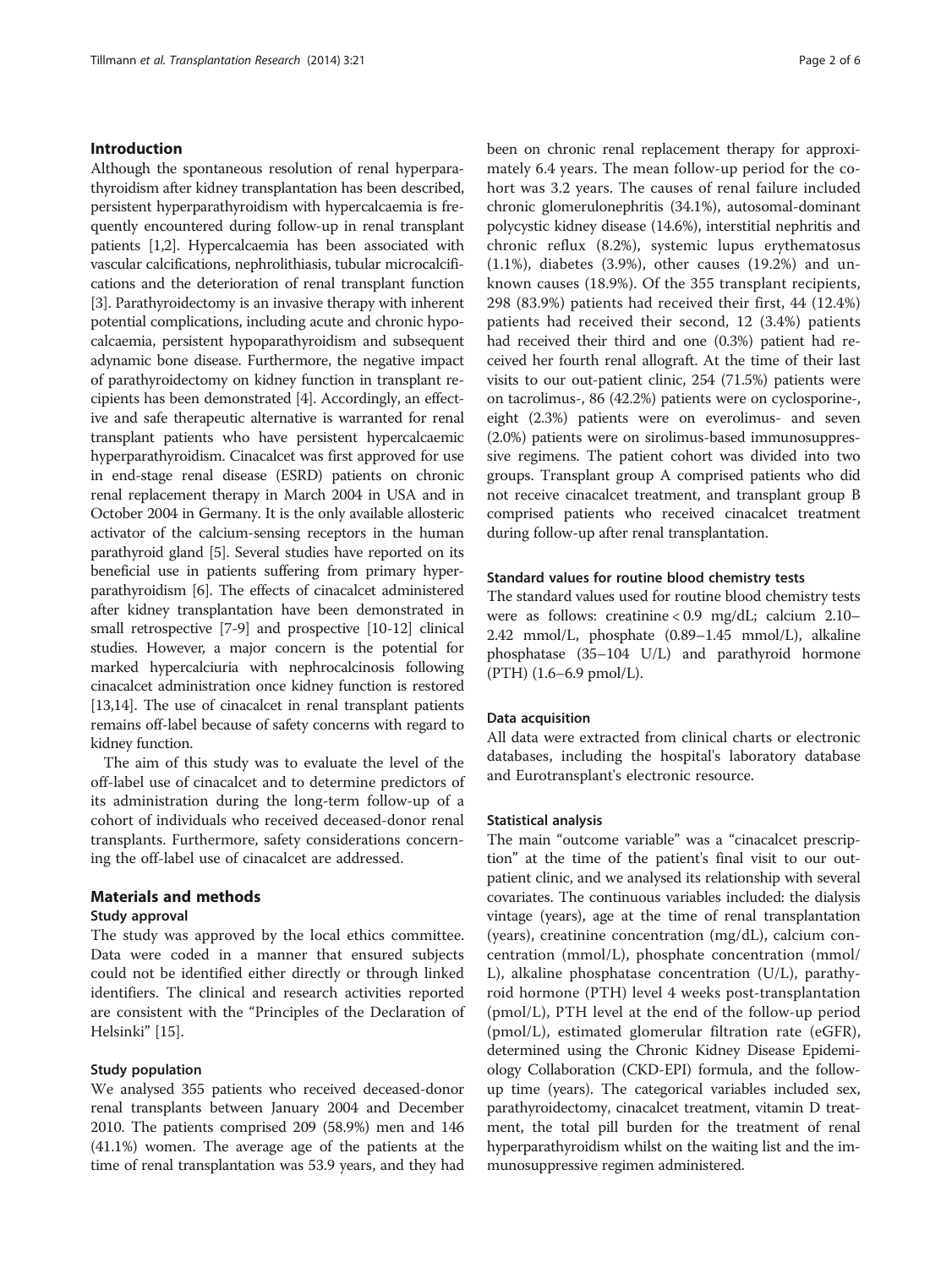## Introduction

Although the spontaneous resolution of renal hyperparathyroidism after kidney transplantation has been described, persistent hyperparathyroidism with hypercalcaemia is frequently encountered during follow-up in renal transplant patients [1,2]. Hypercalcaemia has been associated with vascular calcifications, nephrolithiasis, tubular microcalcifications and the deterioration of renal transplant function [3]. Parathyroidectomy is an invasive therapy with inherent potential complications, including acute and chronic hypocalcaemia, persistent hypoparathyroidism and subsequent adynamic bone disease. Furthermore, the negative impact of parathyroidectomy on kidney function in transplant recipients has been demonstrated [4]. Accordingly, an effective and safe therapeutic alternative is warranted for renal transplant patients who have persistent hypercalcaemic hyperparathyroidism. Cinacalcet was first approved for use in end-stage renal disease (ESRD) patients on chronic renal replacement therapy in March 2004 in USA and in October 2004 in Germany. It is the only available allosteric activator of the calcium-sensing receptors in the human parathyroid gland [5]. Several studies have reported on its beneficial use in patients suffering from primary hyperparathyroidism [6]. The effects of cinacalcet administered after kidney transplantation have been demonstrated in small retrospective [7-9] and prospective [10-12] clinical studies. However, a major concern is the potential for marked hypercalciuria with nephrocalcinosis following cinacalcet administration once kidney function is restored [13,14]. The use of cinacalcet in renal transplant patients remains off-label because of safety concerns with regard to kidney function.

The aim of this study was to evaluate the level of the off-label use of cinacalcet and to determine predictors of its administration during the long-term follow-up of a cohort of individuals who received deceased-donor renal transplants. Furthermore, safety considerations concerning the off-label use of cinacalcet are addressed.

## Materials and methods

### Study approval

The study was approved by the local ethics committee. Data were coded in a manner that ensured subjects could not be identified either directly or through linked identifiers. The clinical and research activities reported are consistent with the "Principles of the Declaration of Helsinki" [15].

### Study population

We analysed 355 patients who received deceased-donor renal transplants between January 2004 and December 2010. The patients comprised 209 (58.9%) men and 146 (41.1%) women. The average age of the patients at the time of renal transplantation was 53.9 years, and they had been on chronic renal replacement therapy for approximately 6.4 years. The mean follow-up period for the cohort was 3.2 years. The causes of renal failure included chronic glomerulonephritis (34.1%), autosomal-dominant polycystic kidney disease (14.6%), interstitial nephritis and chronic reflux (8.2%), systemic lupus erythematosus (1.1%), diabetes (3.9%), other causes (19.2%) and unknown causes (18.9%). Of the 355 transplant recipients, 298 (83.9%) patients had received their first, 44 (12.4%) patients had received their second, 12 (3.4%) patients had received their third and one (0.3%) patient had received her fourth renal allograft. At the time of their last visits to our out-patient clinic, 254 (71.5%) patients were on tacrolimus-, 86 (42.2%) patients were on cyclosporine-, eight (2.3%) patients were on everolimus- and seven (2.0%) patients were on sirolimus-based immunosuppressive regimens. The patient cohort was divided into two groups. Transplant group A comprised patients who did not receive cinacalcet treatment, and transplant group B comprised patients who received cinacalcet treatment during follow-up after renal transplantation.

### Standard values for routine blood chemistry tests

The standard values used for routine blood chemistry tests were as follows: creatinine < 0.9 mg/dL; calcium 2.10–2.42 mmol/L, phosphate (0.89–1.45 mmol/L), alkaline phosphatase (35–104 U/L) and parathyroid hormone (PTH) (1.6–6.9 pmol/L).

### Data acquisition

All data were extracted from clinical charts or electronic databases, including the hospital's laboratory database and Eurotransplant's electronic resource.

### Statistical analysis

The main "outcome variable" was a "cinacalcet prescription" at the time of the patient's final visit to our outpatient clinic, and we analysed its relationship with several covariates. The continuous variables included: the dialysis vintage (years), age at the time of renal transplantation (years), creatinine concentration (mg/dL), calcium concentration (mmol/L), phosphate concentration (mmol/L), alkaline phosphatase concentration (U/L), parathyroid hormone (PTH) level 4 weeks post-transplantation (pmol/L), PTH level at the end of the follow-up period (pmol/L), estimated glomerular filtration rate (eGFR), determined using the Chronic Kidney Disease Epidemiology Collaboration (CKD-EPI) formula, and the follow-up time (years). The categorical variables included sex, parathyroidectomy, cinacalcet treatment, vitamin D treatment, the total pill burden for the treatment of renal hyperparathyroidism whilst on the waiting list and the immunosuppressive regimen administered.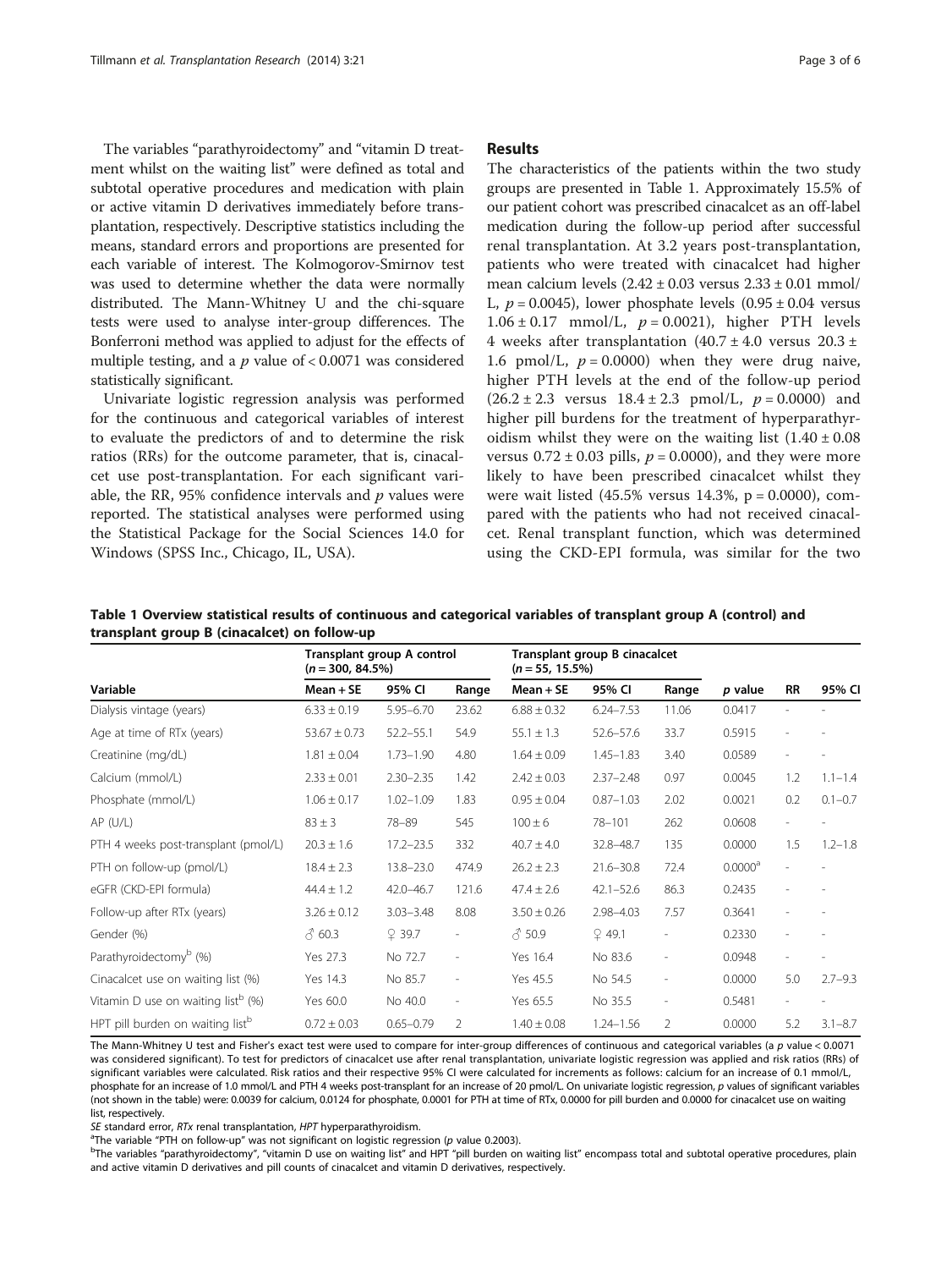The variables "parathyroidectomy" and "vitamin D treatment whilst on the waiting list" were defined as total and subtotal operative procedures and medication with plain or active vitamin D derivatives immediately before transplantation, respectively. Descriptive statistics including the means, standard errors and proportions are presented for each variable of interest. The Kolmogorov-Smirnov test was used to determine whether the data were normally distributed. The Mann-Whitney U and the chi-square tests were used to analyse inter-group differences. The Bonferroni method was applied to adjust for the effects of multiple testing, and a $p$ value of $< 0.0071$ was considered statistically significant.

Univariate logistic regression analysis was performed for the continuous and categorical variables of interest to evaluate the predictors of and to determine the risk ratios (RRs) for the outcome parameter, that is, cinacalcet use post-transplantation. For each significant variable, the RR, 95% confidence intervals and $p$ values were reported. The statistical analyses were performed using the Statistical Package for the Social Sciences 14.0 for Windows (SPSS Inc., Chicago, IL, USA).

## Results

The characteristics of the patients within the two study groups are presented in Table 1. Approximately 15.5% of our patient cohort was prescribed cinacalcet as an off-label medication during the follow-up period after successful renal transplantation. At 3.2 years post-transplantation, patients who were treated with cinacalcet had higher mean calcium levels (2.42 ± 0.03 versus 2.33 ± 0.01 mmol/L, $p = 0.0045$), lower phosphate levels (0.95 ± 0.04 versus 1.06 ± 0.17 mmol/L, $p = 0.0021$), higher PTH levels 4 weeks after transplantation (40.7 ± 4.0 versus 20.3 ± 1.6 pmol/L, $p = 0.0000$) when they were drug naive, higher PTH levels at the end of the follow-up period (26.2 ± 2.3 versus 18.4 ± 2.3 pmol/L, $p = 0.0000$) and higher pill burdens for the treatment of hyperparathyroidism whilst they were on the waiting list (1.40 ± 0.08 versus 0.72 ± 0.03 pills, $p = 0.0000$), and they were more likely to have been prescribed cinacalcet whilst they were wait listed (45.5% versus 14.3%, $p = 0.0000$), compared with the patients who had not received cinacalcet. Renal transplant function, which was determined using the CKD-EPI formula, was similar for the two

**Table 1 Overview statistical results of continuous and categorical variables of transplant group A (control) and transplant group B (cinacalcet) on follow-up**

| | Transplant group A control ($n = 300$, 84.5%) | | | Transplant group B cinacalcet ($n = 55$, 15.5%) | | | | | |
|---|---|---|---|---|---|---|---|---|---|
| Variable | Mean + SE | 95% CI | Range | Mean + SE | 95% CI | Range | $p$ value | RR | 95% CI |
| Dialysis vintage (years) | 6.33 ± 0.19 | 5.95–6.70 | 23.62 | 6.88 ± 0.32 | 6.24–7.53 | 11.06 | 0.0417 | - | - |
| Age at time of RTx (years) | 53.67 ± 0.73 | 52.2–55.1 | 54.9 | 55.1 ± 1.3 | 52.6–57.6 | 33.7 | 0.5915 | - | - |
| Creatinine (mg/dL) | 1.81 ± 0.04 | 1.73–1.90 | 4.80 | 1.64 ± 0.09 | 1.45–1.83 | 3.40 | 0.0589 | - | - |
| Calcium (mmol/L) | 2.33 ± 0.01 | 2.30–2.35 | 1.42 | 2.42 ± 0.03 | 2.37–2.48 | 0.97 | 0.0045 | 1.2 | 1.1–1.4 |
| Phosphate (mmol/L) | 1.06 ± 0.17 | 1.02–1.09 | 1.83 | 0.95 ± 0.04 | 0.87–1.03 | 2.02 | 0.0021 | 0.2 | 0.1–0.7 |
| AP (U/L) | 83 ± 3 | 78–89 | 545 | 100 ± 6 | 78–101 | 262 | 0.0608 | - | - |
| PTH 4 weeks post-transplant (pmol/L) | 20.3 ± 1.6 | 17.2–23.5 | 332 | 40.7 ± 4.0 | 32.8–48.7 | 135 | 0.0000 | 1.5 | 1.2–1.8 |
| PTH on follow-up (pmol/L) | 18.4 ± 2.3 | 13.8–23.0 | 474.9 | 26.2 ± 2.3 | 21.6–30.8 | 72.4 | 0.0000[a] | - | - |
| eGFR (CKD-EPI formula) | 44.4 ± 1.2 | 42.0–46.7 | 121.6 | 47.4 ± 2.6 | 42.1–52.6 | 86.3 | 0.2435 | - | - |
| Follow-up after RTx (years) | 3.26 ± 0.12 | 3.03–3.48 | 8.08 | 3.50 ± 0.26 | 2.98–4.03 | 7.57 | 0.3641 | - | - |
| Gender (%) | ♂ 60.3 | ♀ 39.7 | - | ♂ 50.9 | ♀ 49.1 | - | 0.2330 | - | - |
| Parathyroidectomy[b] (%) | Yes 27.3 | No 72.7 | - | Yes 16.4 | No 83.6 | - | 0.0948 | - | - |
| Cinacalcet use on waiting list (%) | Yes 14.3 | No 85.7 | - | Yes 45.5 | No 54.5 | - | 0.0000 | 5.0 | 2.7–9.3 |
| Vitamin D use on waiting list[b] (%) | Yes 60.0 | No 40.0 | - | Yes 65.5 | No 35.5 | - | 0.5481 | - | - |
| HPT pill burden on waiting list[b] | 0.72 ± 0.03 | 0.65–0.79 | 2 | 1.40 ± 0.08 | 1.24–1.56 | 2 | 0.0000 | 5.2 | 3.1–8.7 |

The Mann-Whitney U test and Fisher's exact test were used to compare for inter-group differences of continuous and categorical variables (a $p$ value $< 0.0071$ was considered significant). To test for predictors of cinacalcet use after renal transplantation, univariate logistic regression was applied and risk ratios (RRs) of significant variables were calculated. Risk ratios and their respective 95% CI were calculated for increments as follows: calcium for an increase of 0.1 mmol/L, phosphate for an increase of 1.0 mmol/L and PTH 4 weeks post-transplant for an increase of 20 pmol/L. On univariate logistic regression, $p$ values of significant variables (not shown in the table) were: 0.0039 for calcium, 0.0124 for phosphate, 0.0001 for PTH at time of RTx, 0.0000 for pill burden and 0.0000 for cinacalcet use on waiting list, respectively.

*SE* standard error, *RTx* renal transplantation, *HPT* hyperparathyroidism.

[a]The variable "PTH on follow-up" was not significant on logistic regression ($p$ value 0.2003).

[b]The variables "parathyroidectomy", "vitamin D use on waiting list" and HPT "pill burden on waiting list" encompass total and subtotal operative procedures, plain and active vitamin D derivatives and pill counts of cinacalcet and vitamin D derivatives, respectively.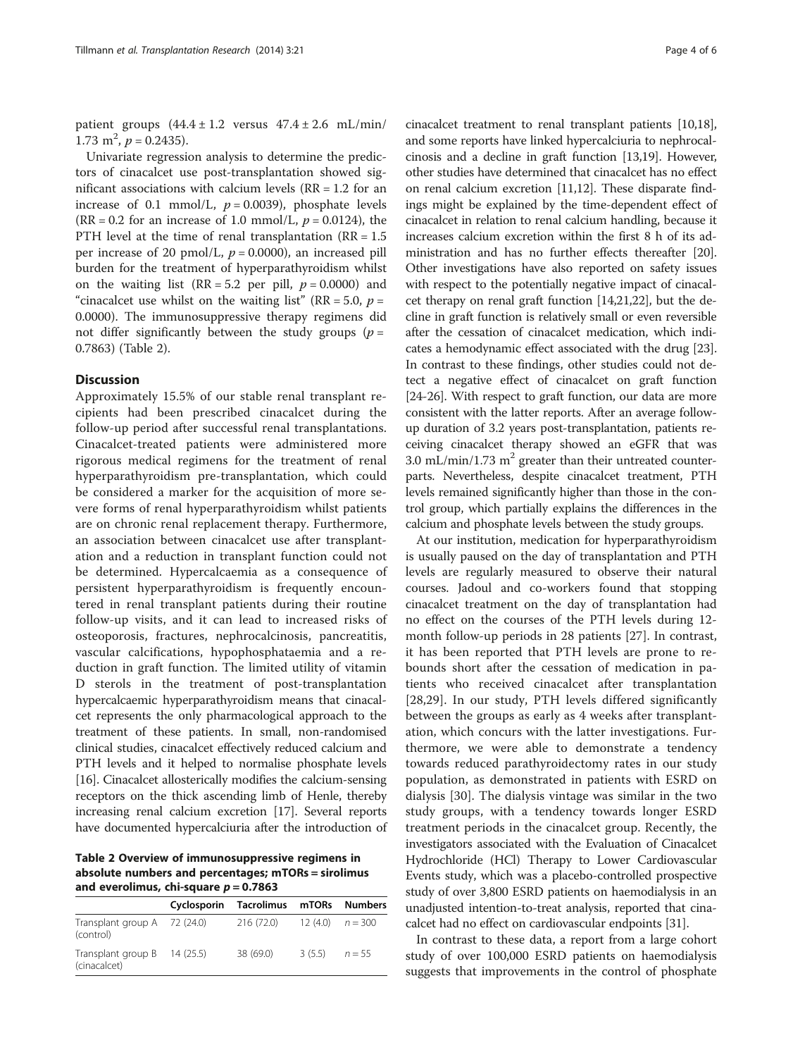patient groups ($44.4 \pm 1.2$ versus $47.4 \pm 2.6$ mL/min/1.73 $m^2$, $p = 0.2435$).

Univariate regression analysis to determine the predictors of cinacalcet use post-transplantation showed significant associations with calcium levels (RR = 1.2 for an increase of 0.1 mmol/L, $p = 0.0039$), phosphate levels (RR = 0.2 for an increase of 1.0 mmol/L, $p = 0.0124$), the PTH level at the time of renal transplantation (RR = 1.5 per increase of 20 pmol/L, $p = 0.0000$), an increased pill burden for the treatment of hyperparathyroidism whilst on the waiting list (RR = 5.2 per pill, $p = 0.0000$) and "cinacalcet use whilst on the waiting list" (RR = 5.0, $p = 0.0000$). The immunosuppressive therapy regimens did not differ significantly between the study groups ($p = 0.7863$) (Table 2).

## Discussion

Approximately 15.5% of our stable renal transplant recipients had been prescribed cinacalcet during the follow-up period after successful renal transplantations. Cinacalcet-treated patients were administered more rigorous medical regimens for the treatment of renal hyperparathyroidism pre-transplantation, which could be considered a marker for the acquisition of more severe forms of renal hyperparathyroidism whilst patients are on chronic renal replacement therapy. Furthermore, an association between cinacalcet use after transplantation and a reduction in transplant function could not be determined. Hypercalcaemia as a consequence of persistent hyperparathyroidism is frequently encountered in renal transplant patients during their routine follow-up visits, and it can lead to increased risks of osteoporosis, fractures, nephrocalcinosis, pancreatitis, vascular calcifications, hypophosphataemia and a reduction in graft function. The limited utility of vitamin D sterols in the treatment of post-transplantation hypercalcaemic hyperparathyroidism means that cinacalcet represents the only pharmacological approach to the treatment of these patients. In small, non-randomised clinical studies, cinacalcet effectively reduced calcium and PTH levels and it helped to normalise phosphate levels [16]. Cinacalcet allosterically modifies the calcium-sensing receptors on the thick ascending limb of Henle, thereby increasing renal calcium excretion [17]. Several reports have documented hypercalciuria after the introduction of cinacalcet treatment to renal transplant patients [10,18], and some reports have linked hypercalciuria to nephrocalcinosis and a decline in graft function [13,19]. However, other studies have determined that cinacalcet has no effect on renal calcium excretion [11,12]. These disparate findings might be explained by the time-dependent effect of cinacalcet in relation to renal calcium handling, because it increases calcium excretion within the first 8 h of its administration and has no further effects thereafter [20]. Other investigations have also reported on safety issues with respect to the potentially negative impact of cinacalcet therapy on renal graft function [14,21,22], but the decline in graft function is relatively small or even reversible after the cessation of cinacalcet medication, which indicates a hemodynamic effect associated with the drug [23]. In contrast to these findings, other studies could not detect a negative effect of cinacalcet on graft function [24-26]. With respect to graft function, our data are more consistent with the latter reports. After an average follow-up duration of 3.2 years post-transplantation, patients receiving cinacalcet therapy showed an eGFR that was 3.0 mL/min/1.73 $m^2$ greater than their untreated counterparts. Nevertheless, despite cinacalcet treatment, PTH levels remained significantly higher than those in the control group, which partially explains the differences in the calcium and phosphate levels between the study groups.

At our institution, medication for hyperparathyroidism is usually paused on the day of transplantation and PTH levels are regularly measured to observe their natural courses. Jadoul and co-workers found that stopping cinacalcet treatment on the day of transplantation had no effect on the courses of the PTH levels during 12-month follow-up periods in 28 patients [27]. In contrast, it has been reported that PTH levels are prone to rebounds short after the cessation of medication in patients who received cinacalcet after transplantation [28,29]. In our study, PTH levels differed significantly between the groups as early as 4 weeks after transplantation, which concurs with the latter investigations. Furthermore, we were able to demonstrate a tendency towards reduced parathyroidectomy rates in our study population, as demonstrated in patients with ESRD on dialysis [30]. The dialysis vintage was similar in the two study groups, with a tendency towards longer ESRD treatment periods in the cinacalcet group. Recently, the investigators associated with the Evaluation of Cinacalcet Hydrochloride (HCl) Therapy to Lower Cardiovascular Events study, which was a placebo-controlled prospective study of over 3,800 ESRD patients on haemodialysis in an unadjusted intention-to-treat analysis, reported that cinacalcet had no effect on cardiovascular endpoints [31].

In contrast to these data, a report from a large cohort study of over 100,000 ESRD patients on haemodialysis suggests that improvements in the control of phosphate

**Table 2 Overview of immunosuppressive regimens in absolute numbers and percentages; mTORs = sirolimus and everolimus, chi-square $p = 0.7863$**

| | Cyclosporin | Tacrolimus | mTORs | Numbers |
|---|---|---|---|---|
| Transplant group A (control) | 72 (24.0) | 216 (72.0) | 12 (4.0) | $n = 300$ |
| Transplant group B (cinacalcet) | 14 (25.5) | 38 (69.0) | 3 (5.5) | $n = 55$ |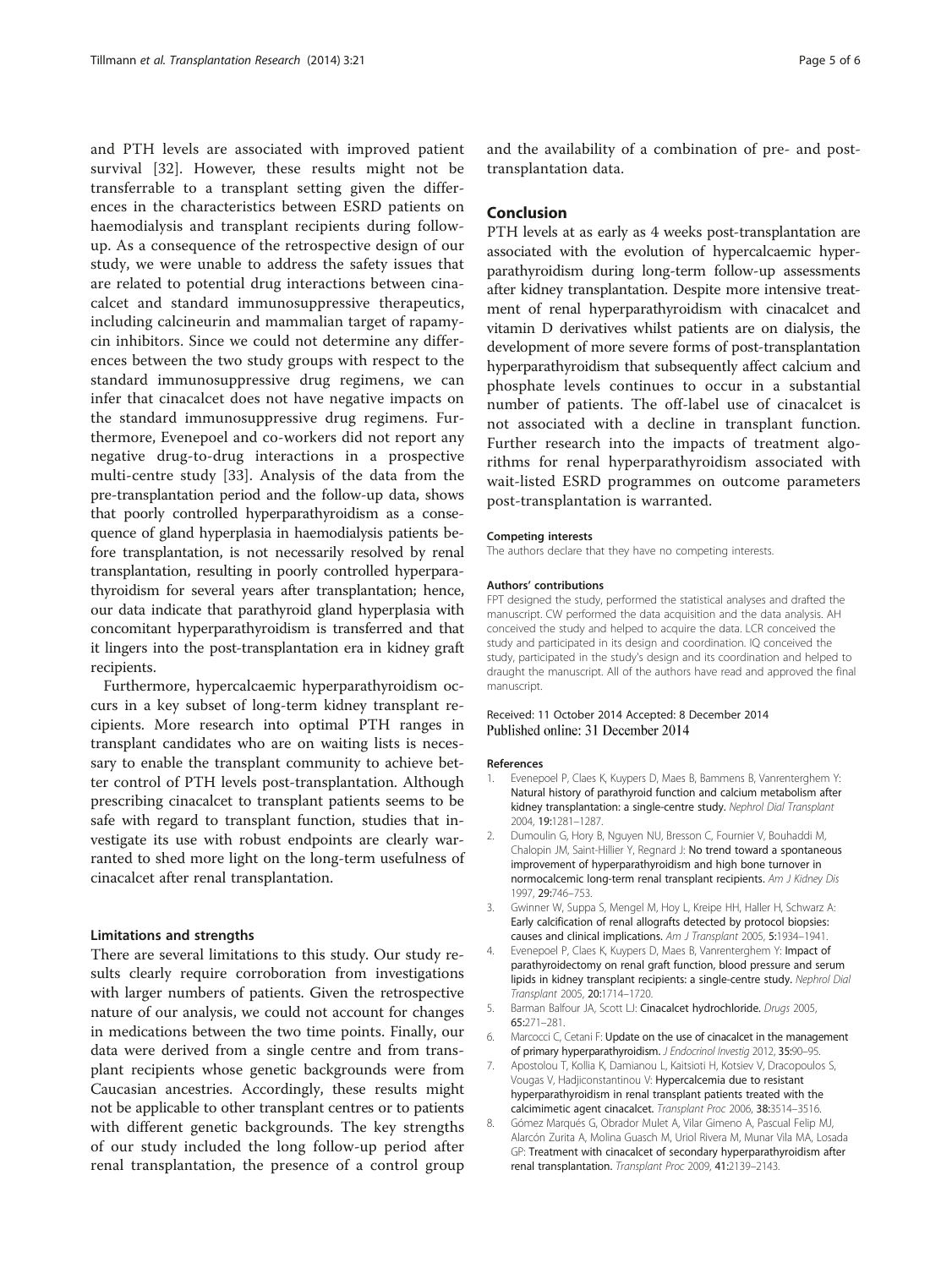and PTH levels are associated with improved patient survival [32]. However, these results might not be transferrable to a transplant setting given the differences in the characteristics between ESRD patients on haemodialysis and transplant recipients during follow-up. As a consequence of the retrospective design of our study, we were unable to address the safety issues that are related to potential drug interactions between cinacalcet and standard immunosuppressive therapeutics, including calcineurin and mammalian target of rapamycin inhibitors. Since we could not determine any differences between the two study groups with respect to the standard immunosuppressive drug regimens, we can infer that cinacalcet does not have negative impacts on the standard immunosuppressive drug regimens. Furthermore, Evenepoel and co-workers did not report any negative drug-to-drug interactions in a prospective multi-centre study [33]. Analysis of the data from the pre-transplantation period and the follow-up data, shows that poorly controlled hyperparathyroidism as a consequence of gland hyperplasia in haemodialysis patients before transplantation, is not necessarily resolved by renal transplantation, resulting in poorly controlled hyperparathyroidism for several years after transplantation; hence, our data indicate that parathyroid gland hyperplasia with concomitant hyperparathyroidism is transferred and that it lingers into the post-transplantation era in kidney graft recipients.

Furthermore, hypercalcaemic hyperparathyroidism occurs in a key subset of long-term kidney transplant recipients. More research into optimal PTH ranges in transplant candidates who are on waiting lists is necessary to enable the transplant community to achieve better control of PTH levels post-transplantation. Although prescribing cinacalcet to transplant patients seems to be safe with regard to transplant function, studies that investigate its use with robust endpoints are clearly warranted to shed more light on the long-term usefulness of cinacalcet after renal transplantation.

### Limitations and strengths

There are several limitations to this study. Our study results clearly require corroboration from investigations with larger numbers of patients. Given the retrospective nature of our analysis, we could not account for changes in medications between the two time points. Finally, our data were derived from a single centre and from transplant recipients whose genetic backgrounds were from Caucasian ancestries. Accordingly, these results might not be applicable to other transplant centres or to patients with different genetic backgrounds. The key strengths of our study included the long follow-up period after renal transplantation, the presence of a control group and the availability of a combination of pre- and post-transplantation data.

## Conclusion

PTH levels at as early as 4 weeks post-transplantation are associated with the evolution of hypercalcaemic hyperparathyroidism during long-term follow-up assessments after kidney transplantation. Despite more intensive treatment of renal hyperparathyroidism with cinacalcet and vitamin D derivatives whilst patients are on dialysis, the development of more severe forms of post-transplantation hyperparathyroidism that subsequently affect calcium and phosphate levels continues to occur in a substantial number of patients. The off-label use of cinacalcet is not associated with a decline in transplant function. Further research into the impacts of treatment algorithms for renal hyperparathyroidism associated with wait-listed ESRD programmes on outcome parameters post-transplantation is warranted.

#### Competing interests

The authors declare that they have no competing interests.

#### Authors' contributions

FPT designed the study, performed the statistical analyses and drafted the manuscript. CW performed the data acquisition and the data analysis. AH conceived the study and helped to acquire the data. LCR conceived the study and participated in its design and coordination. IQ conceived the study, participated in the study's design and its coordination and helped to draught the manuscript. All of the authors have read and approved the final manuscript.

Received: 11 October 2014 Accepted: 8 December 2014
Published online: 31 December 2014

#### References

1. Evenepoel P, Claes K, Kuypers D, Maes B, Bammens B, Vanrenterghem Y: **Natural history of parathyroid function and calcium metabolism after kidney transplantation: a single-centre study.** *Nephrol Dial Transplant* 2004, **19**:1281–1287.
2. Dumoulin G, Hory B, Nguyen NU, Bresson C, Fournier V, Bouhaddi M, Chalopin JM, Saint-Hillier Y, Regnard J: **No trend toward a spontaneous improvement of hyperparathyroidism and high bone turnover in normocalcemic long-term renal transplant recipients.** *Am J Kidney Dis* 1997, **29**:746–753.
3. Gwinner W, Suppa S, Mengel M, Hoy L, Kreipe HH, Haller H, Schwarz A: **Early calcification of renal allografts detected by protocol biopsies: causes and clinical implications.** *Am J Transplant* 2005, **5**:1934–1941.
4. Evenepoel P, Claes K, Kuypers D, Maes B, Vanrenterghem Y: **Impact of parathyroidectomy on renal graft function, blood pressure and serum lipids in kidney transplant recipients: a single-centre study.** *Nephrol Dial Transplant* 2005, **20**:1714–1720.
5. Barman Balfour JA, Scott LJ: **Cinacalcet hydrochloride.** *Drugs* 2005, **65**:271–281.
6. Marcocci C, Cetani F: **Update on the use of cinacalcet in the management of primary hyperparathyroidism.** *J Endocrinol Investig* 2012, **35**:90–95.
7. Apostolou T, Kollia K, Damianou L, Kaitsioti H, Kotsiev V, Dracopoulos S, Vougas V, Hadjiconstantinou V: **Hypercalcemia due to resistant hyperparathyroidism in renal transplant patients treated with the calcimimetic agent cinacalcet.** *Transplant Proc* 2006, **38**:3514–3516.
8. Gómez Marqués G, Obrador Mulet A, Vilar Gimeno A, Pascual Felip MJ, Alarcón Zurita A, Molina Guasch M, Uriol Rivera M, Munar Vila MA, Losada GP: **Treatment with cinacalcet of secondary hyperparathyroidism after renal transplantation.** *Transplant Proc* 2009, **41**:2139–2143.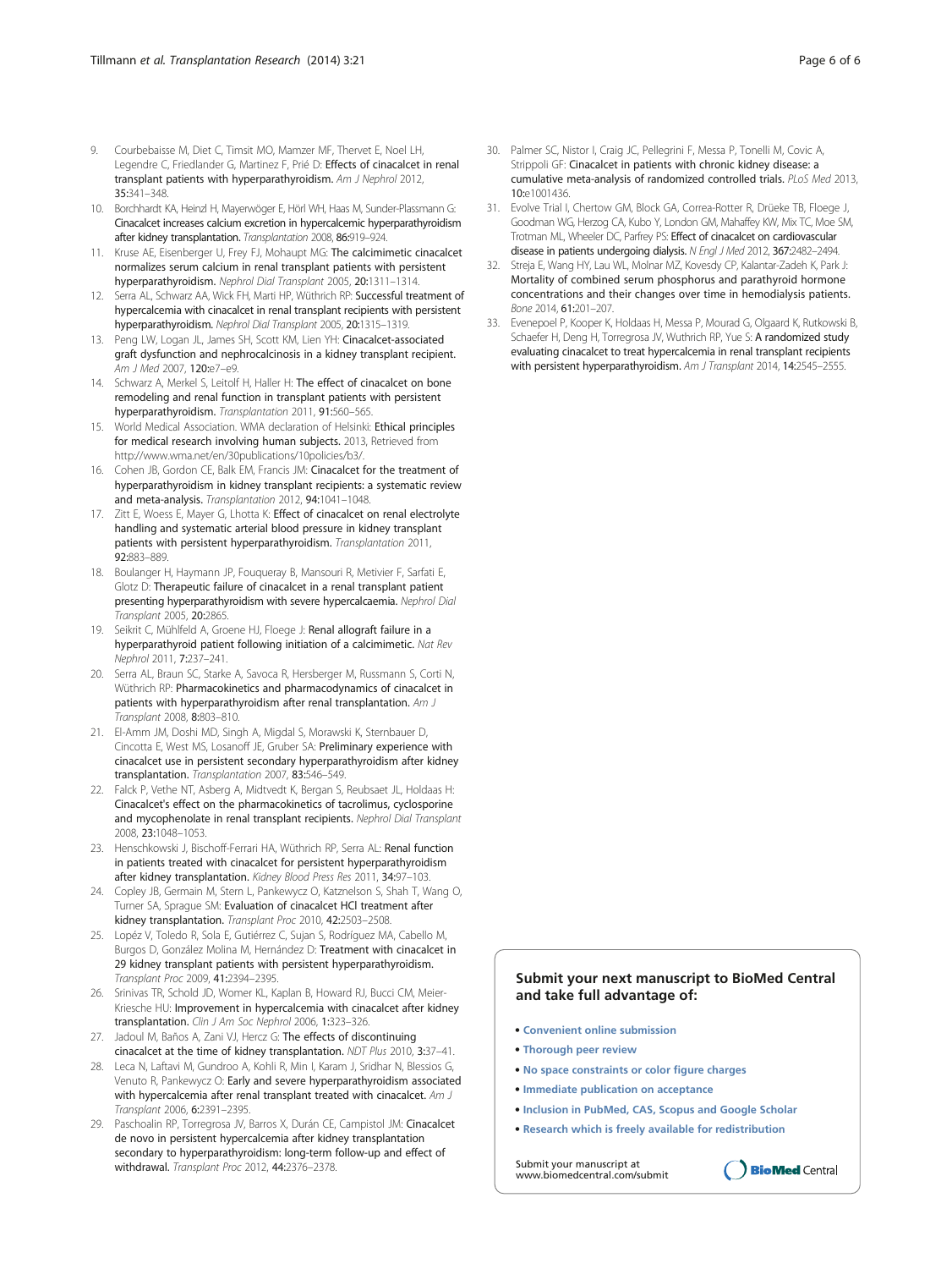9. Courbebaisse M, Diet C, Timsit MO, Mamzer MF, Thervet E, Noel LH, Legendre C, Friedlander G, Martinez F, Prié D: Effects of cinacalcet in renal transplant patients with hyperparathyroidism. *Am J Nephrol* 2012, 35:341–348.
10. Borchhardt KA, Heinzl H, Mayerwöger E, Hörl WH, Haas M, Sunder-Plassmann G: Cinacalcet increases calcium excretion in hypercalcemic hyperparathyroidism after kidney transplantation. *Transplantation* 2008, 86:919–924.
11. Kruse AE, Eisenberger U, Frey FJ, Mohaupt MG: The calcimimetic cinacalcet normalizes serum calcium in renal transplant patients with persistent hyperparathyroidism. *Nephrol Dial Transplant* 2005, 20:1311–1314.
12. Serra AL, Schwarz AA, Wick FH, Marti HP, Wüthrich RP: Successful treatment of hypercalcemia with cinacalcet in renal transplant recipients with persistent hyperparathyroidism. *Nephrol Dial Transplant* 2005, 20:1315–1319.
13. Peng LW, Logan JL, James SH, Scott KM, Lien YH: Cinacalcet-associated graft dysfunction and nephrocalcinosis in a kidney transplant recipient. *Am J Med* 2007, 120:e7–e9.
14. Schwarz A, Merkel S, Leitolf H, Haller H: The effect of cinacalcet on bone remodeling and renal function in transplant patients with persistent hyperparathyroidism. *Transplantation* 2011, 91:560–565.
15. World Medical Association. WMA declaration of Helsinki: Ethical principles for medical research involving human subjects. 2013, Retrieved from http://www.wma.net/en/30publications/10policies/b3/.
16. Cohen JB, Gordon CE, Balk EM, Francis JM: Cinacalcet for the treatment of hyperparathyroidism in kidney transplant recipients: a systematic review and meta-analysis. *Transplantation* 2012, 94:1041–1048.
17. Zitt E, Woess E, Mayer G, Lhotta K: Effect of cinacalcet on renal electrolyte handling and systematic arterial blood pressure in kidney transplant patients with persistent hyperparathyroidism. *Transplantation* 2011, 92:883–889.
18. Boulanger H, Haymann JP, Fouqueray B, Mansouri R, Metivier F, Sarfati E, Glotz D: Therapeutic failure of cinacalcet in a renal transplant patient presenting hyperparathyroidism with severe hypercalcaemia. *Nephrol Dial Transplant* 2005, 20:2865.
19. Seikrit C, Mühlfeld A, Groene HJ, Floege J: Renal allograft failure in a hyperparathyroid patient following initiation of a calcimimetic. *Nat Rev Nephrol* 2011, 7:237–241.
20. Serra AL, Braun SC, Starke A, Savoca R, Hersberger M, Russmann S, Corti N, Wüthrich RP: Pharmacokinetics and pharmacodynamics of cinacalcet in patients with hyperparathyroidism after renal transplantation. *Am J Transplant* 2008, 8:803–810.
21. El-Amm JM, Doshi MD, Singh A, Migdal S, Morawski K, Sternbauer D, Cincotta E, West MS, Losanoff JE, Gruber SA: Preliminary experience with cinacalcet use in persistent secondary hyperparathyroidism after kidney transplantation. *Transplantation* 2007, 83:546–549.
22. Falck P, Vethe NT, Asberg A, Midtvedt K, Bergan S, Reubsaet JL, Holdaas H: Cinacalcet's effect on the pharmacokinetics of tacrolimus, cyclosporine and mycophenolate in renal transplant recipients. *Nephrol Dial Transplant* 2008, 23:1048–1053.
23. Henschkowski J, Bischoff-Ferrari HA, Wüthrich RP, Serra AL: Renal function in patients treated with cinacalcet for persistent hyperparathyroidism after kidney transplantation. *Kidney Blood Press Res* 2011, 34:97–103.
24. Copley JB, Germain M, Stern L, Pankewycz O, Katznelson S, Shah T, Wang O, Turner SA, Sprague SM: Evaluation of cinacalcet HCl treatment after kidney transplantation. *Transplant Proc* 2010, 42:2503–2508.
25. Lopéz V, Toledo R, Sola E, Gutiérrez C, Sujan S, Rodríguez MA, Cabello M, Burgos D, González Molina M, Hernández D: Treatment with cinacalcet in 29 kidney transplant patients with persistent hyperparathyroidism. *Transplant Proc* 2009, 41:2394–2395.
26. Srinivas TR, Schold JD, Womer KL, Kaplan B, Howard RJ, Bucci CM, Meier-Kriesche HU: Improvement in hypercalcemia with cinacalcet after kidney transplantation. *Clin J Am Soc Nephrol* 2006, 1:323–326.
27. Jadoul M, Baños A, Zani VJ, Hercz G: The effects of discontinuing cinacalcet at the time of kidney transplantation. *NDT Plus* 2010, 3:37–41.
28. Leca N, Laftavi M, Gundroo A, Kohli R, Min I, Karam J, Sridhar N, Blessios G, Venuto R, Pankewycz O: Early and severe hyperparathyroidism associated with hypercalcemia after renal transplant treated with cinacalcet. *Am J Transplant* 2006, 6:2391–2395.
29. Paschoalin RP, Torregrosa JV, Barros X, Durán CE, Campistol JM: Cinacalcet de novo in persistent hypercalcemia after kidney transplantation secondary to hyperparathyroidism: long-term follow-up and effect of withdrawal. *Transplant Proc* 2012, 44:2376–2378.
30. Palmer SC, Nistor I, Craig JC, Pellegrini F, Messa P, Tonelli M, Covic A, Strippoli GF: Cinacalcet in patients with chronic kidney disease: a cumulative meta-analysis of randomized controlled trials. *PLoS Med* 2013, 10:e1001436.
31. Evolve Trial I, Chertow GM, Block GA, Correa-Rotter R, Drüeke TB, Floege J, Goodman WG, Herzog CA, Kubo Y, London GM, Mahaffey KW, Mix TC, Moe SM, Trotman ML, Wheeler DC, Parfrey PS: Effect of cinacalcet on cardiovascular disease in patients undergoing dialysis. *N Engl J Med* 2012, 367:2482–2494.
32. Streja E, Wang HY, Lau WL, Molnar MZ, Kovesdy CP, Kalantar-Zadeh K, Park J: Mortality of combined serum phosphorus and parathyroid hormone concentrations and their changes over time in hemodialysis patients. *Bone* 2014, 61:201–207.
33. Evenepoel P, Kooper K, Holdaas H, Messa P, Mourad G, Olgaard K, Rutkowski B, Schaefer H, Deng H, Torregrosa JV, Wuthrich RP, Yue S: A randomized study evaluating cinacalcet to treat hypercalcemia in renal transplant recipients with persistent hyperparathyroidism. *Am J Transplant* 2014, 14:2545–2555.

**Submit your next manuscript to BioMed Central and take full advantage of:**

- Convenient online submission
- Thorough peer review
- No space constraints or color figure charges
- Immediate publication on acceptance
- Inclusion in PubMed, CAS, Scopus and Google Scholar
- Research which is freely available for redistribution

Submit your manuscript at www.biomedcentral.com/submit

BioMed Central